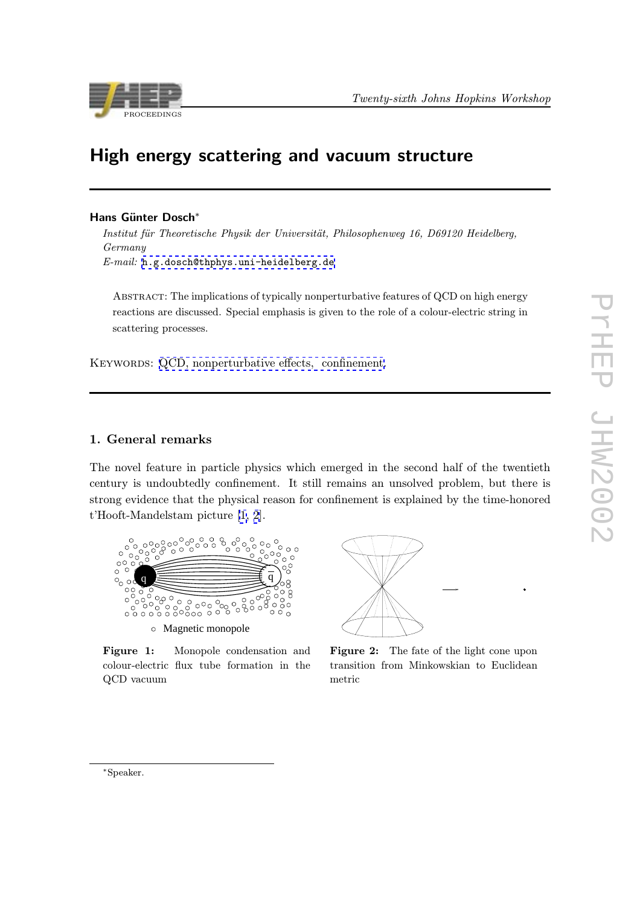# High energy scattering and vacuum structure

**Hans Günter Dosch***

*Institut für Theoretische Physik der Universität, Philosophenweg 16, D69120 Heidelberg, Germany*
*E-mail:* h.g.dosch@thphys.uni-heidelberg.de

ABSTRACT: The implications of typically nonperturbative features of QCD on high energy reactions are discussed. Special emphasis is given to the role of a colour-electric string in scattering processes.

KEYWORDS: QCD, nonperturbative effects, confinement

## 1. General remarks

The novel feature in particle physics which emerged in the second half of the twentieth century is undoubtedly confinement. It still remains an unsolved problem, but there is strong evidence that the physical reason for confinement is explained by the time-honored t'Hooft-Mandelstam picture [1, 2].

○ Magnetic monopole

**Figure 1:** Monopole condensation and colour-electric flux tube formation in the QCD vacuum

**Figure 2:** The fate of the light cone upon transition from Minkowskian to Euclidean metric

*Speaker.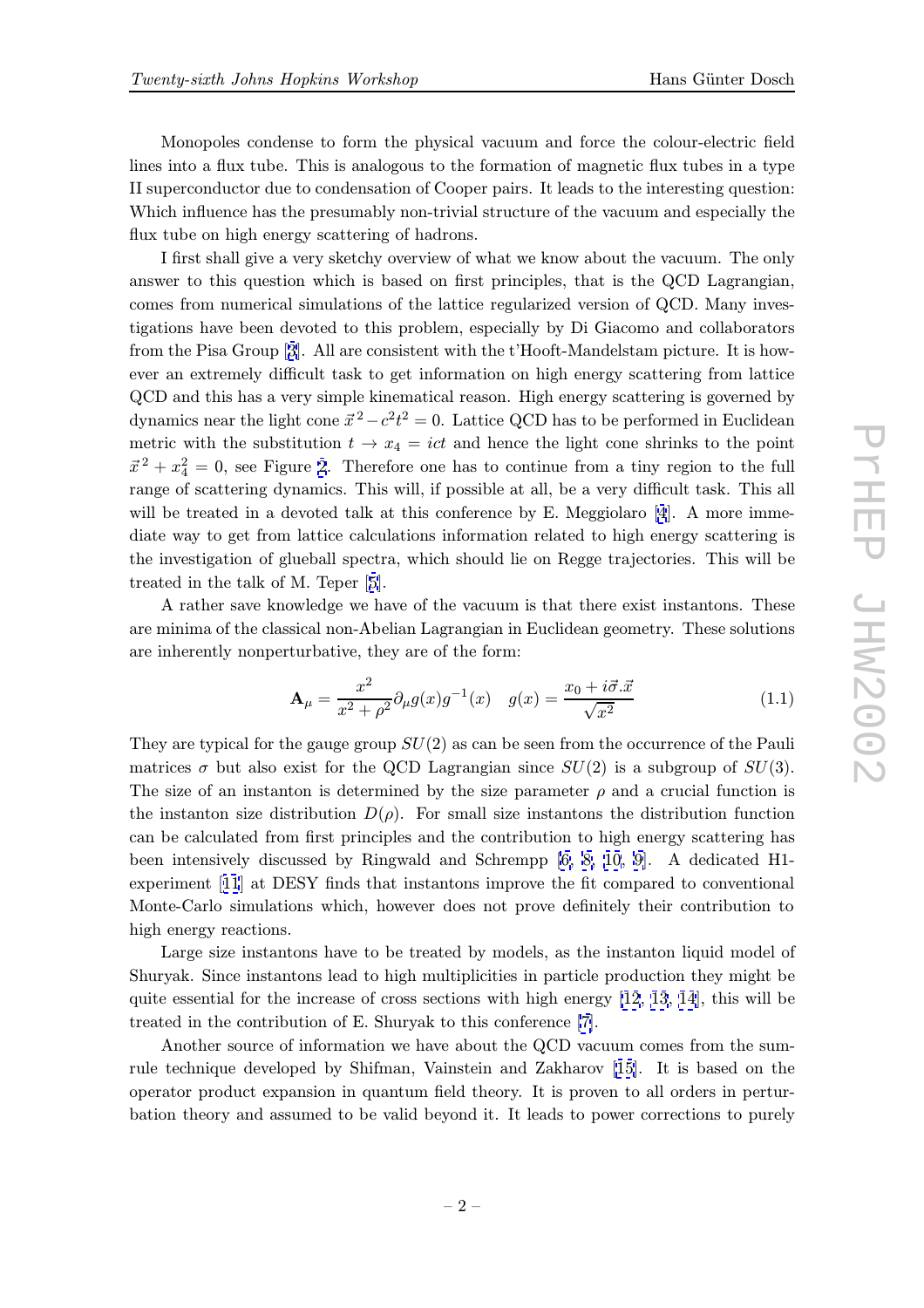Monopoles condense to form the physical vacuum and force the colour-electric field lines into a flux tube. This is analogous to the formation of magnetic flux tubes in a type II superconductor due to condensation of Cooper pairs. It leads to the interesting question: Which influence has the presumably non-trivial structure of the vacuum and especially the flux tube on high energy scattering of hadrons.

I first shall give a very sketchy overview of what we know about the vacuum. The only answer to this question which is based on first principles, that is the QCD Lagrangian, comes from numerical simulations of the lattice regularized version of QCD. Many investigations have been devoted to this problem, especially by Di Giacomo and collaborators from the Pisa Group [3]. All are consistent with the t'Hooft-Mandelstam picture. It is however an extremely difficult task to get information on high energy scattering from lattice QCD and this has a very simple kinematical reason. High energy scattering is governed by dynamics near the light cone $\vec{x}^{\,2} - c^2 t^2 = 0$. Lattice QCD has to be performed in Euclidean metric with the substitution $t \to x_4 = ict$ and hence the light cone shrinks to the point $\vec{x}^{\,2} + x_4^2 = 0$, see Figure 2. Therefore one has to continue from a tiny region to the full range of scattering dynamics. This will, if possible at all, be a very difficult task. This all will be treated in a devoted talk at this conference by E. Meggiolaro [4]. A more immediate way to get from lattice calculations information related to high energy scattering is the investigation of glueball spectra, which should lie on Regge trajectories. This will be treated in the talk of M. Teper [5].

A rather save knowledge we have of the vacuum is that there exist instantons. These are minima of the classical non-Abelian Lagrangian in Euclidean geometry. These solutions are inherently nonperturbative, they are of the form:

$$\mathbf{A}_\mu = \frac{x^2}{x^2 + \rho^2} \partial_\mu g(x) g^{-1}(x) \quad g(x) = \frac{x_0 + i\vec{\sigma}.\vec{x}}{\sqrt{x^2}} \tag{1.1}$$

They are typical for the gauge group $SU(2)$ as can be seen from the occurrence of the Pauli matrices $\sigma$ but also exist for the QCD Lagrangian since $SU(2)$ is a subgroup of $SU(3)$. The size of an instanton is determined by the size parameter $\rho$ and a crucial function is the instanton size distribution $D(\rho)$. For small size instantons the distribution function can be calculated from first principles and the contribution to high energy scattering has been intensively discussed by Ringwald and Schrempp [6, 8, 10, 9]. A dedicated H1-experiment [11] at DESY finds that instantons improve the fit compared to conventional Monte-Carlo simulations which, however does not prove definitely their contribution to high energy reactions.

Large size instantons have to be treated by models, as the instanton liquid model of Shuryak. Since instantons lead to high multiplicities in particle production they might be quite essential for the increase of cross sections with high energy [12, 13, 14], this will be treated in the contribution of E. Shuryak to this conference [7].

Another source of information we have about the QCD vacuum comes from the sum-rule technique developed by Shifman, Vainstein and Zakharov [15]. It is based on the operator product expansion in quantum field theory. It is proven to all orders in perturbation theory and assumed to be valid beyond it. It leads to power corrections to purely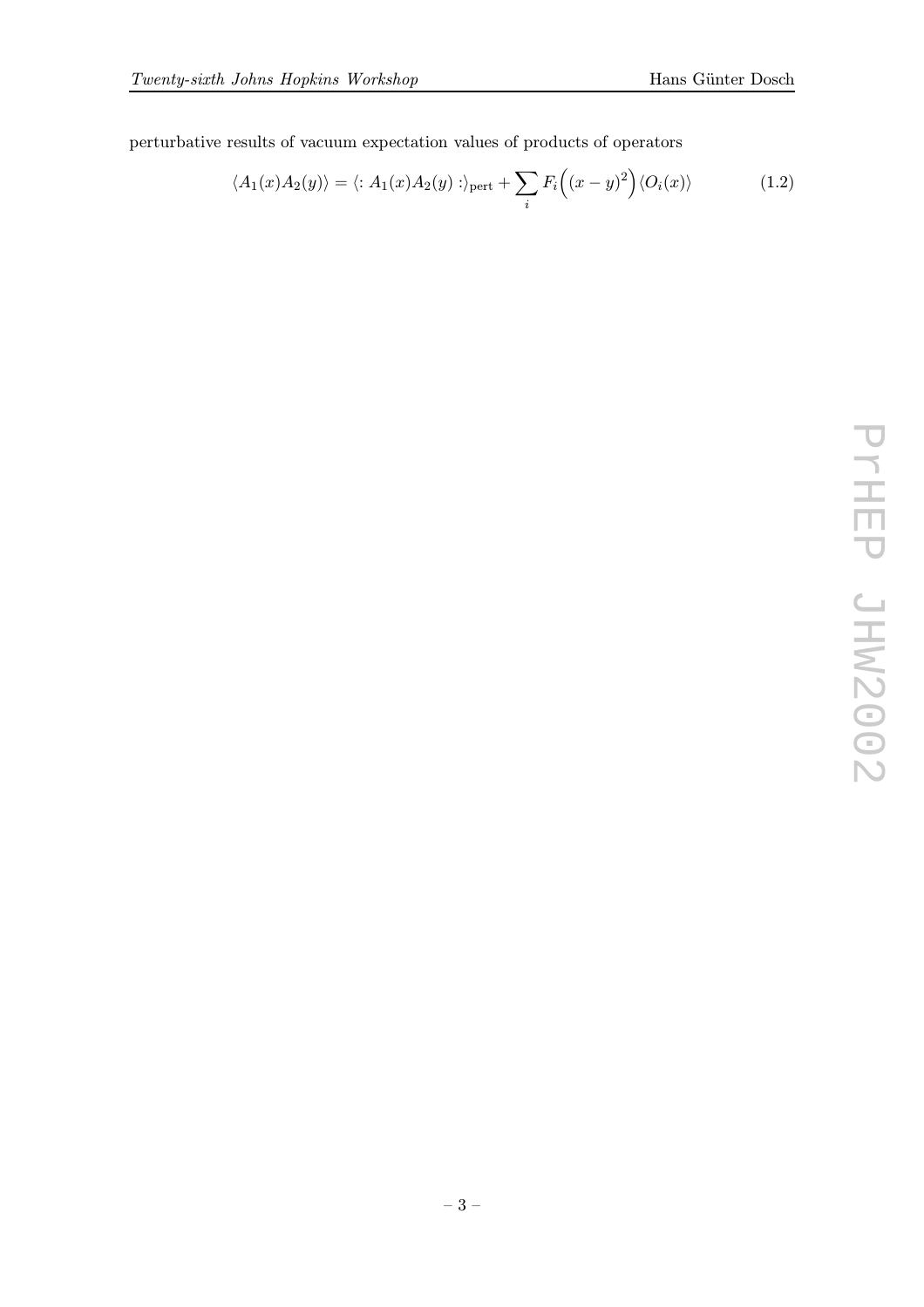perturbative results of vacuum expectation values of products of operators

$$\langle A_1(x)A_2(y)\rangle = \langle : A_1(x)A_2(y) : \rangle_{\rm pert} + \sum_i F_i\Big((x-y)^2\Big)\langle O_i(x)\rangle \tag{1.2}$$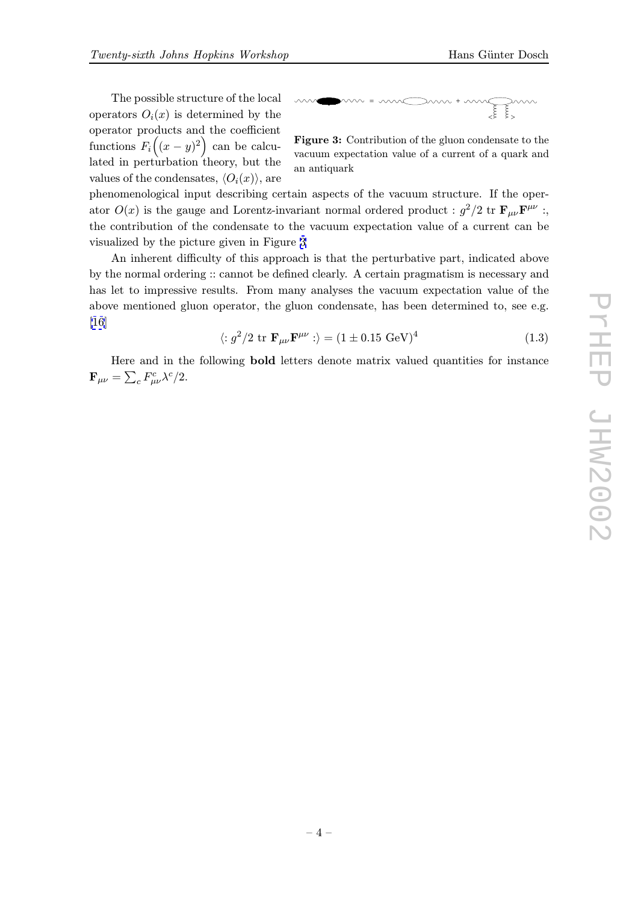The possible structure of the local operators $O_i(x)$ is determined by the operator products and the coefficient functions $F_i\Big((x-y)^2\Big)$ can be calculated in perturbation theory, but the values of the condensates, $\langle O_i(x)\rangle$, are phenomenological input describing certain aspects of the vacuum structure. If the operator $O(x)$ is the gauge and Lorentz-invariant normal ordered product $: g^2/2 \text{ tr } \mathbf{F}_{\mu\nu}\mathbf{F}^{\mu\nu} :$, the contribution of the condensate to the vacuum expectation value of a current can be visualized by the picture given in Figure 3.

**Figure 3:** Contribution of the gluon condensate to the vacuum expectation value of a current of a quark and an antiquark

An inherent difficulty of this approach is that the perturbative part, indicated above by the normal ordering :: cannot be defined clearly. A certain pragmatism is necessary and has let to impressive results. From many analyses the vacuum expectation value of the above mentioned gluon operator, the gluon condensate, has been determined to, see e.g. [16]

$$\langle : g^2/2 \text{ tr } \mathbf{F}_{\mu\nu}\mathbf{F}^{\mu\nu} : \rangle = (1 \pm 0.15 \text{ GeV})^4 \tag{1.3}$$

Here and in the following **bold** letters denote matrix valued quantities for instance $\mathbf{F}_{\mu\nu} = \sum_c F^c_{\mu\nu}\lambda^c/2$.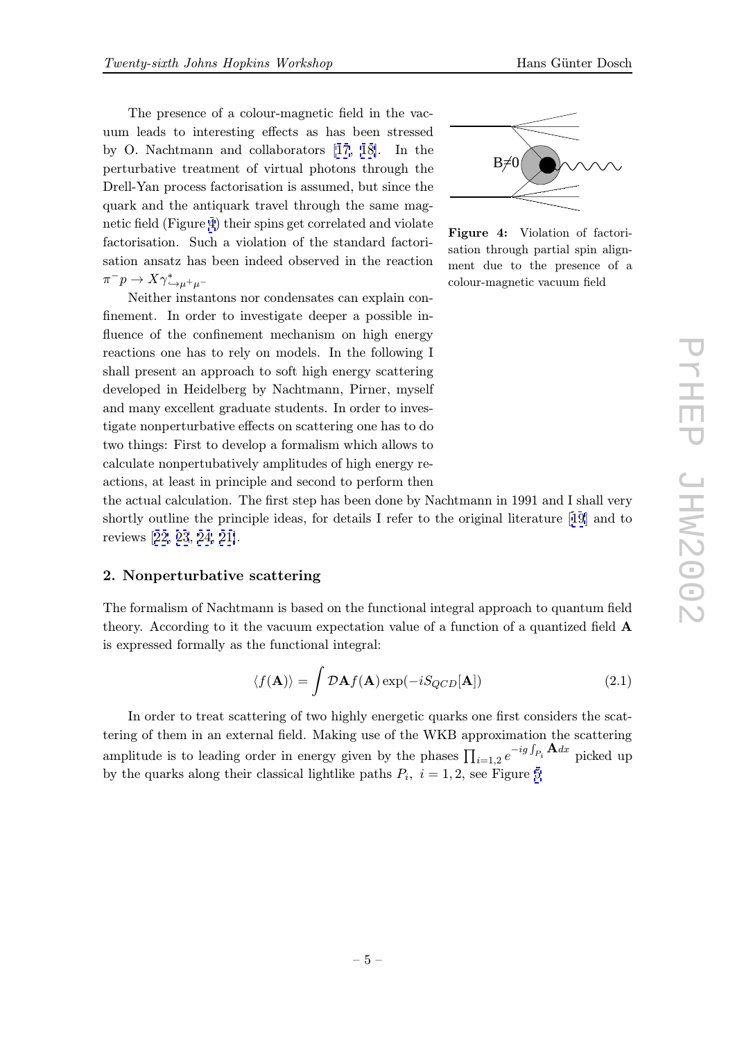The presence of a colour-magnetic field in the vacuum leads to interesting effects as has been stressed by O. Nachtmann and collaborators [17, 18]. In the perturbative treatment of virtual photons through the Drell-Yan process factorisation is assumed, but since the quark and the antiquark travel through the same magnetic field (Figure 4) their spins get correlated and violate factorisation. Such a violation of the standard factorisation ansatz has been indeed observed in the reaction $\pi^- p \to X\gamma^*_{\hookrightarrow \mu^+\mu^-}$

**Figure 4:** Violation of factorisation through partial spin alignment due to the presence of a colour-magnetic vacuum field

Neither instantons nor condensates can explain confinement. In order to investigate deeper a possible influence of the confinement mechanism on high energy reactions one has to rely on models. In the following I shall present an approach to soft high energy scattering developed in Heidelberg by Nachtmann, Pirner, myself and many excellent graduate students. In order to investigate nonperturbative effects on scattering one has to do two things: First to develop a formalism which allows to calculate nonpertubatively amplitudes of high energy reactions, at least in principle and second to perform then the actual calculation. The first step has been done by Nachtmann in 1991 and I shall very shortly outline the principle ideas, for details I refer to the original literature [19] and to reviews [22, 23, 24, 21].

## 2. Nonperturbative scattering

The formalism of Nachtmann is based on the functional integral approach to quantum field theory. According to it the vacuum expectation value of a function of a quantized field $\mathbf{A}$ is expressed formally as the functional integral:

$$\langle f(\mathbf{A})\rangle = \int \mathcal{D}\mathbf{A} f(\mathbf{A}) \exp(-iS_{QCD}[\mathbf{A}]) \tag{2.1}$$

In order to treat scattering of two highly energetic quarks one first considers the scattering of them in an external field. Making use of the WKB approximation the scattering amplitude is to leading order in energy given by the phases $\prod_{i=1,2} e^{-ig\int_{P_i}\mathbf{A}dx}$ picked up by the quarks along their classical lightlike paths $P_i$, $i = 1, 2$, see Figure 5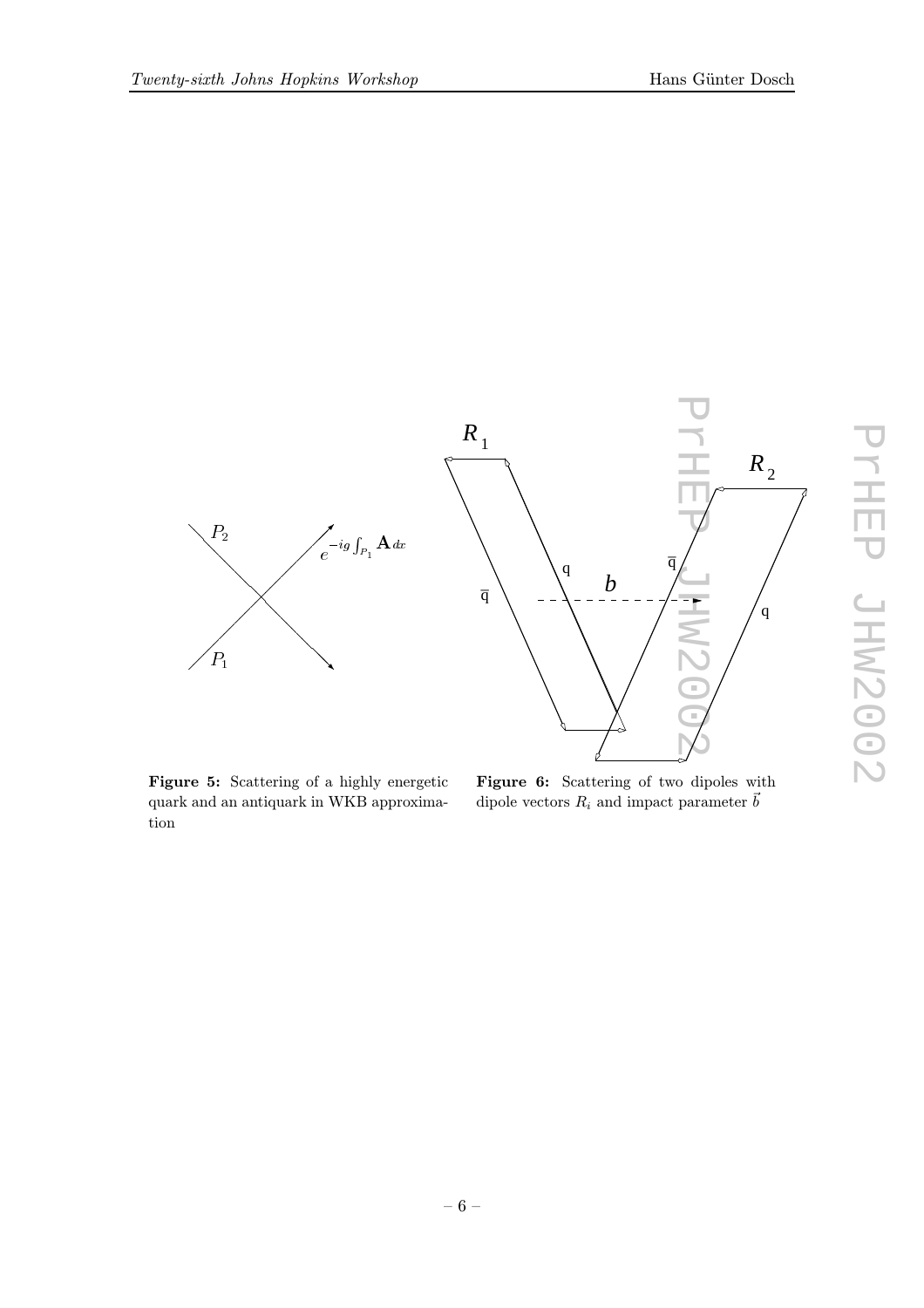**Figure 5:** Scattering of a highly energetic quark and an antiquark in WKB approximation

**Figure 6:** Scattering of two dipoles with dipole vectors $R_i$ and impact parameter $\vec{b}$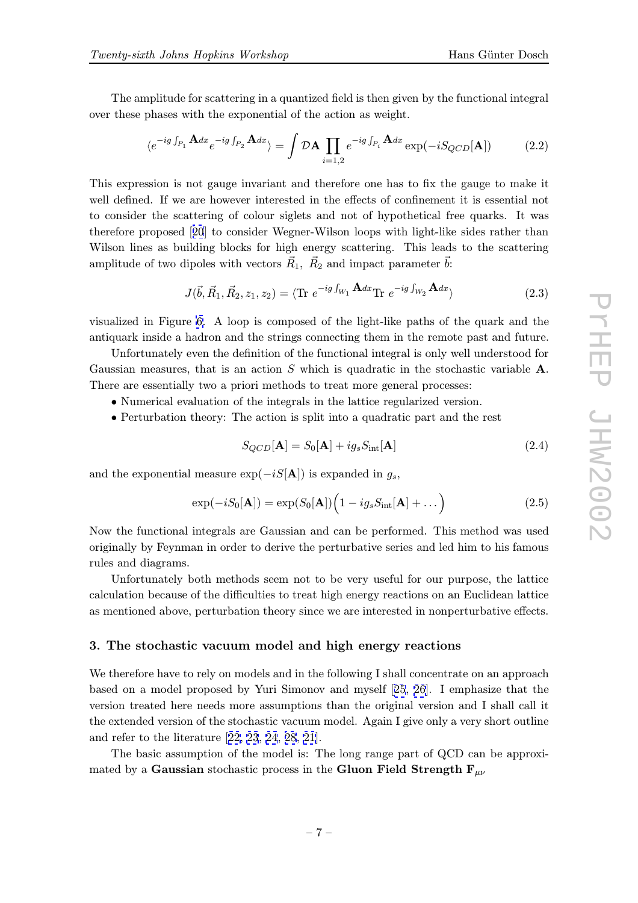The amplitude for scattering in a quantized field is then given by the functional integral over these phases with the exponential of the action as weight.

$$\langle e^{-ig\int_{P_1}\mathbf{A}dx} e^{-ig\int_{P_2}\mathbf{A}dx}\rangle = \int \mathcal{D}\mathbf{A} \prod_{i=1,2} e^{-ig\int_{P_i}\mathbf{A}dx} \exp(-iS_{QCD}[\mathbf{A}]) \tag{2.2}$$

This expression is not gauge invariant and therefore one has to fix the gauge to make it well defined. If we are however interested in the effects of confinement it is essential not to consider the scattering of colour siglets and not of hypothetical free quarks. It was therefore proposed [20] to consider Wegner-Wilson loops with light-like sides rather than Wilson lines as building blocks for high energy scattering. This leads to the scattering amplitude of two dipoles with vectors $\vec{R}_1,\ \vec{R}_2$ and impact parameter $\vec{b}$:

$$J(\vec{b}, \vec{R}_1, \vec{R}_2, z_1, z_2) = \langle \mathrm{Tr}\ e^{-ig\int_{W_1}\mathbf{A}dx} \mathrm{Tr}\ e^{-ig\int_{W_2}\mathbf{A}dx}\rangle \tag{2.3}$$

visualized in Figure 6. A loop is composed of the light-like paths of the quark and the antiquark inside a hadron and the strings connecting them in the remote past and future.

Unfortunately even the definition of the functional integral is only well understood for Gaussian measures, that is an action $S$ which is quadratic in the stochastic variable $\mathbf{A}$. There are essentially two a priori methods to treat more general processes:

- Numerical evaluation of the integrals in the lattice regularized version.
- Perturbation theory: The action is split into a quadratic part and the rest

$$S_{QCD}[\mathbf{A}] = S_0[\mathbf{A}] + ig_s S_{\rm int}[\mathbf{A}] \tag{2.4}$$

and the exponential measure $\exp(-iS[\mathbf{A}])$ is expanded in $g_s$,

$$\exp(-iS_0[\mathbf{A}]) = \exp(S_0[\mathbf{A}])\Big(1 - ig_s S_{\rm int}[\mathbf{A}] + \dots\Big) \tag{2.5}$$

Now the functional integrals are Gaussian and can be performed. This method was used originally by Feynman in order to derive the perturbative series and led him to his famous rules and diagrams.

Unfortunately both methods seem not to be very useful for our purpose, the lattice calculation because of the difficulties to treat high energy reactions on an Euclidean lattice as mentioned above, perturbation theory since we are interested in nonperturbative effects.

## 3. The stochastic vacuum model and high energy reactions

We therefore have to rely on models and in the following I shall concentrate on an approach based on a model proposed by Yuri Simonov and myself [25, 26]. I emphasize that the version treated here needs more assumptions than the original version and I shall call it the extended version of the stochastic vacuum model. Again I give only a very short outline and refer to the literature [22, 23, 24, 28, 21].

The basic assumption of the model is: The long range part of QCD can be approximated by a **Gaussian** stochastic process in the **Gluon Field Strength** $\mathbf{F}_{\mu\nu}$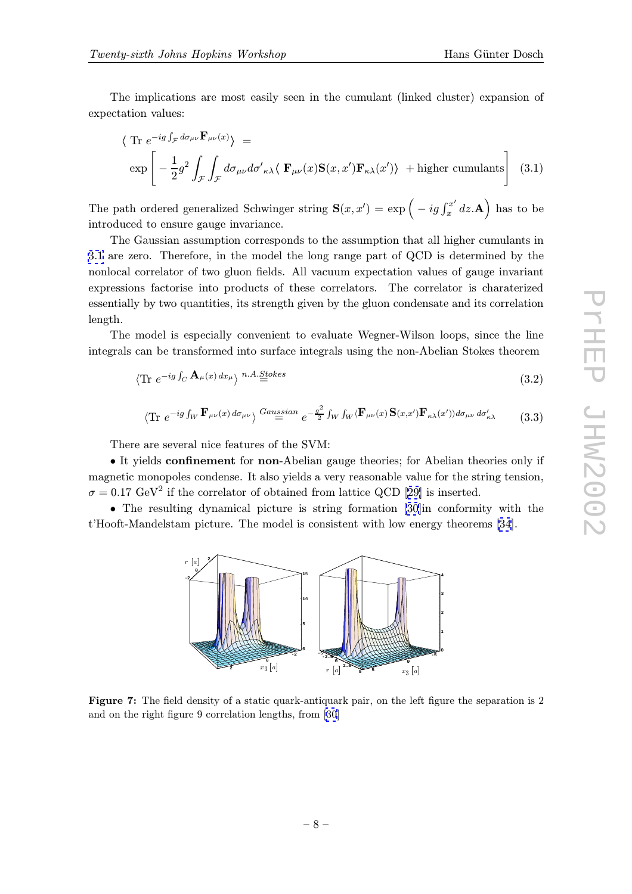The implications are most easily seen in the cumulant (linked cluster) expansion of expectation values:

$$
\begin{aligned}
&\langle \text{ Tr } e^{-ig\int_{\mathcal{F}} d\sigma_{\mu\nu}\mathbf{F}_{\mu\nu}(x)}\rangle \;= \\
&\exp\left[-\frac{1}{2}g^2\int_{\mathcal{F}}\int_{\mathcal{F}} d\sigma_{\mu\nu}d{\sigma'}_{\kappa\lambda}\langle\, \mathbf{F}_{\mu\nu}(x)\mathbf{S}(x,x')\mathbf{F}_{\kappa\lambda}(x')\rangle \; + \text{higher cumulants}\right] \quad (3.1)
\end{aligned}
$$

The path ordered generalized Schwinger string $\mathbf{S}(x,x') = \exp\Big(-ig\int_x^{x'} dz.\mathbf{A}\Big)$ has to be introduced to ensure gauge invariance.

The Gaussian assumption corresponds to the assumption that all higher cumulants in 3.1 are zero. Therefore, in the model the long range part of QCD is determined by the nonlocal correlator of two gluon fields. All vacuum expectation values of gauge invariant expressions factorise into products of these correlators. The correlator is charaterized essentially by two quantities, its strength given by the gluon condensate and its correlation length.

The model is especially convenient to evaluate Wegner-Wilson loops, since the line integrals can be transformed into surface integrals using the non-Abelian Stokes theorem

$$
\langle \text{Tr } e^{-ig\int_C \mathbf{A}_\mu(x)\,dx_\mu}\rangle \overset{n.A.Stokes}{=} \quad (3.2)
$$

$$
\langle \text{Tr } e^{-ig\int_W \mathbf{F}_{\mu\nu}(x)\,d\sigma_{\mu\nu}}\rangle \overset{Gaussian}{=} e^{-\frac{g^2}{2}\int_W\int_W \langle \mathbf{F}_{\mu\nu}(x)\,\mathbf{S}(x,x')\mathbf{F}_{\kappa\lambda}(x')\rangle d\sigma_{\mu\nu}\,d\sigma'_{\kappa\lambda}} \quad (3.3)
$$

There are several nice features of the SVM:

• It yields **confinement** for **non**-Abelian gauge theories; for Abelian theories only if magnetic monopoles condense. It also yields a very reasonable value for the string tension, $\sigma = 0.17$ GeV$^2$ if the correlator of obtained from lattice QCD [29] is inserted.

• The resulting dynamical picture is string formation [30]in conformity with the t'Hooft-Mandelstam picture. The model is consistent with low energy theorems [34].

**Figure 7:** The field density of a static quark-antiquark pair, on the left figure the separation is 2 and on the right figure 9 correlation lengths, from [30]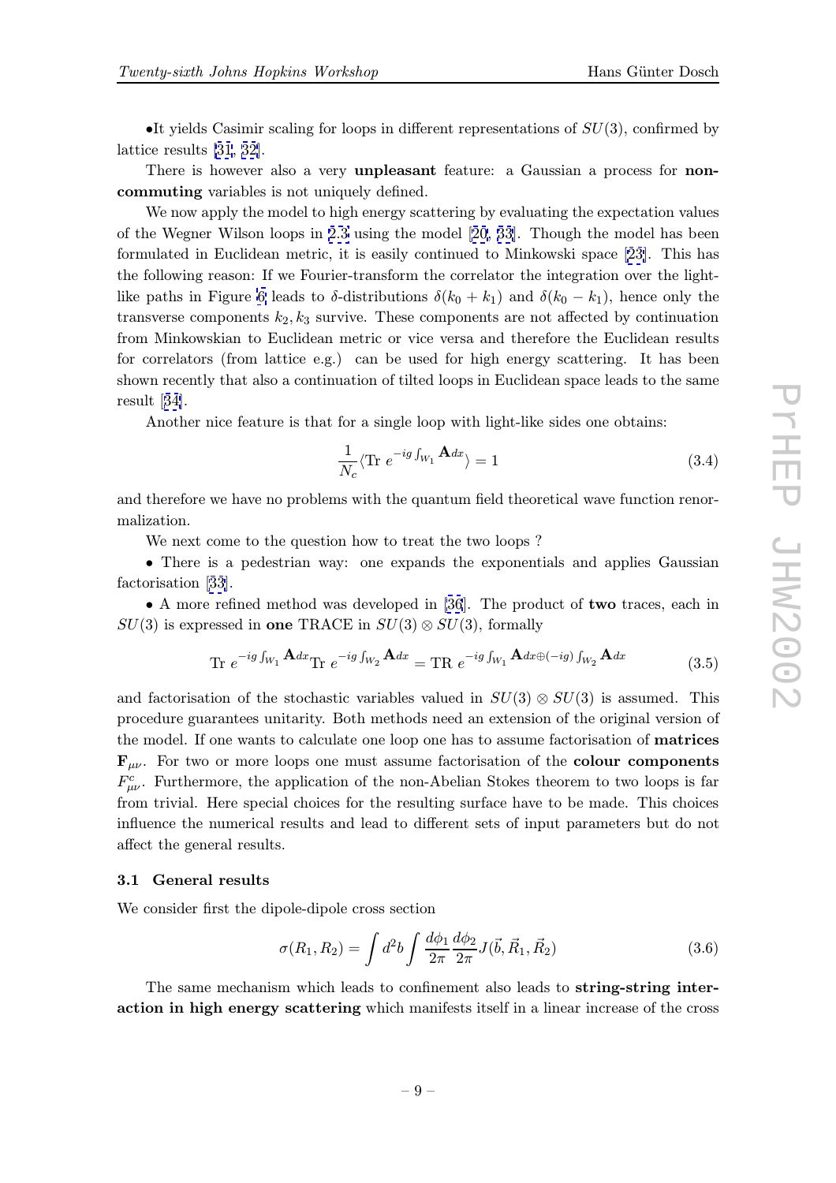•It yields Casimir scaling for loops in different representations of $SU(3)$, confirmed by lattice results [31, 32].

There is however also a very **unpleasant** feature: a Gaussian a process for **non-commuting** variables is not uniquely defined.

We now apply the model to high energy scattering by evaluating the expectation values of the Wegner Wilson loops in 2.3 using the model [20, 33]. Though the model has been formulated in Euclidean metric, it is easily continued to Minkowski space [23]. This has the following reason: If we Fourier-transform the correlator the integration over the light-like paths in Figure 6 leads to $\delta$-distributions $\delta(k_0 + k_1)$ and $\delta(k_0 - k_1)$, hence only the transverse components $k_2, k_3$ survive. These components are not affected by continuation from Minkowskian to Euclidean metric or vice versa and therefore the Euclidean results for correlators (from lattice e.g.) can be used for high energy scattering. It has been shown recently that also a continuation of tilted loops in Euclidean space leads to the same result [34].

Another nice feature is that for a single loop with light-like sides one obtains:

$$\frac{1}{N_c}\langle \mathrm{Tr}\; e^{-ig\int_{W_1}\mathbf{A}dx}\rangle = 1 \tag{3.4}$$

and therefore we have no problems with the quantum field theoretical wave function renormalization.

We next come to the question how to treat the two loops ?

• There is a pedestrian way: one expands the exponentials and applies Gaussian factorisation [33].

• A more refined method was developed in [36]. The product of **two** traces, each in $SU(3)$ is expressed in **one** TRACE in $SU(3)\otimes SU(3)$, formally

$$\mathrm{Tr}\; e^{-ig\int_{W_1}\mathbf{A}dx}\mathrm{Tr}\; e^{-ig\int_{W_2}\mathbf{A}dx} = \mathrm{TR}\; e^{-ig\int_{W_1}\mathbf{A}dx\oplus(-ig)\int_{W_2}\mathbf{A}dx} \tag{3.5}$$

and factorisation of the stochastic variables valued in $SU(3)\otimes SU(3)$ is assumed. This procedure guarantees unitarity. Both methods need an extension of the original version of the model. If one wants to calculate one loop one has to assume factorisation of **matrices** $\mathbf{F}_{\mu\nu}$. For two or more loops one must assume factorisation of the **colour components** $F^c_{\mu\nu}$. Furthermore, the application of the non-Abelian Stokes theorem to two loops is far from trivial. Here special choices for the resulting surface have to be made. This choices influence the numerical results and lead to different sets of input parameters but do not affect the general results.

### 3.1 General results

We consider first the dipole-dipole cross section

$$\sigma(R_1, R_2) = \int d^2b \int \frac{d\phi_1}{2\pi}\frac{d\phi_2}{2\pi} J(\vec{b}, \vec{R}_1, \vec{R}_2) \tag{3.6}$$

The same mechanism which leads to confinement also leads to **string-string interaction in high energy scattering** which manifests itself in a linear increase of the cross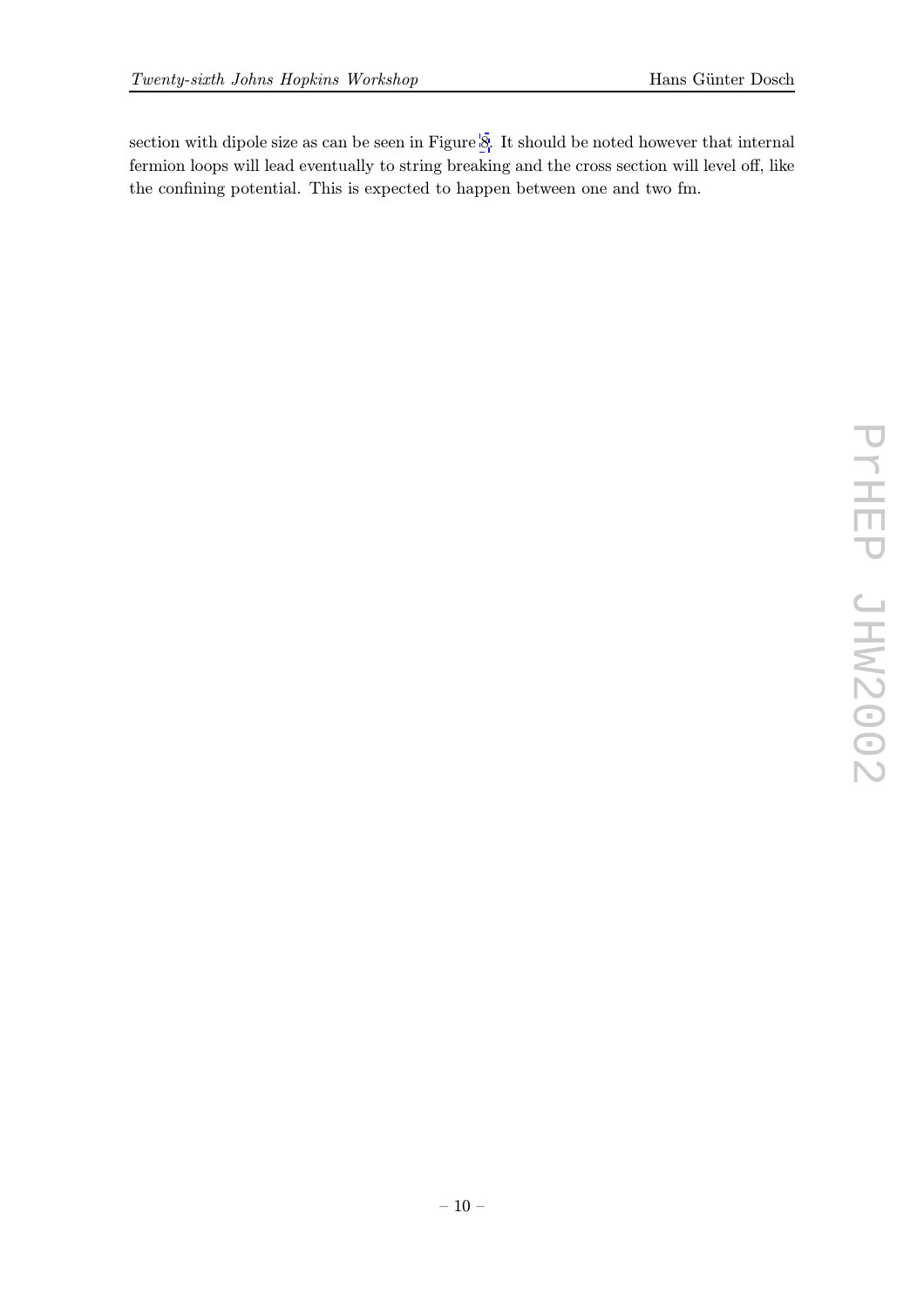section with dipole size as can be seen in Figure 8. It should be noted however that internal fermion loops will lead eventually to string breaking and the cross section will level off, like the confining potential. This is expected to happen between one and two fm.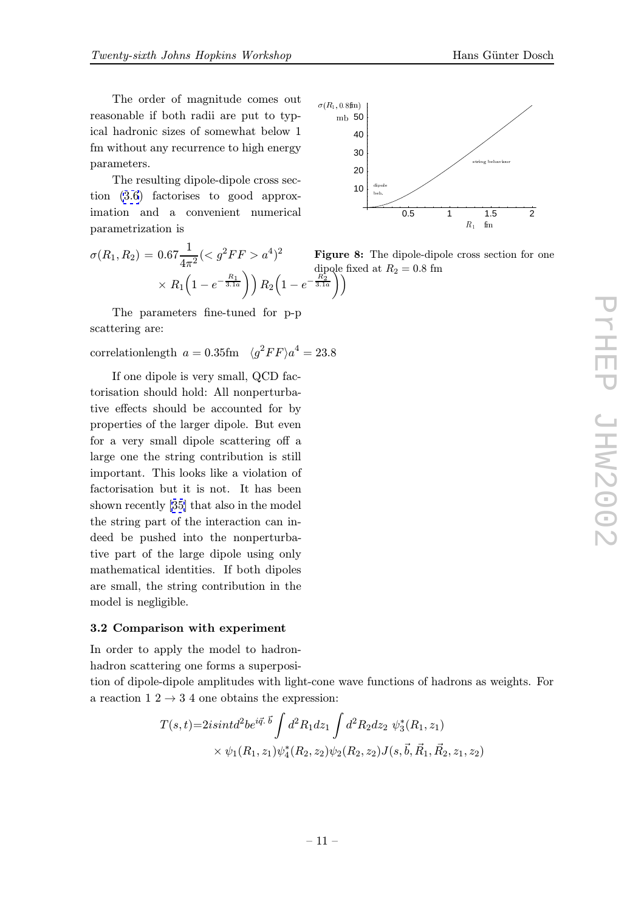The order of magnitude comes out reasonable if both radii are put to typical hadronic sizes of somewhat below 1 fm without any recurrence to high energy parameters.

The resulting dipole-dipole cross section (3.6) factorises to good approximation and a convenient numerical parametrization is

$$\sigma(R_1, R_2) = 0.67 \frac{1}{4\pi^2} (< g^2 FF > a^4)^2 \times R_1 \Big(1 - e^{-\frac{R_1}{3.1a}}\Big)\Big) R_2 \Big(1 - e^{-\frac{R_2}{3.1a}}\Big)\Big)$$

**Figure 8:** The dipole-dipole cross section for one dipole fixed at $R_2 = 0.8$ fm

The parameters fine-tuned for p-p scattering are:

correlationlength $a = 0.35$fm $\langle g^2 FF \rangle a^4 = 23.8$

If one dipole is very small, QCD factorisation should hold: All nonperturbative effects should be accounted for by properties of the larger dipole. But even for a very small dipole scattering off a large one the string contribution is still important. This looks like a violation of factorisation but it is not. It has been shown recently [35] that also in the model the string part of the interaction can indeed be pushed into the nonperturbative part of the large dipole using only mathematical identities. If both dipoles are small, the string contribution in the model is negligible.

### 3.2 Comparison with experiment

In order to apply the model to hadron-hadron scattering one forms a superposition of dipole-dipole amplitudes with light-cone wave functions of hadrons as weights. For a reaction $1\ 2 \to 3\ 4$ one obtains the expression:

$$T(s,t) = 2isintd^2 b e^{i\vec{q}\cdot\vec{b}} \int d^2R_1 dz_1 \int d^2R_2 dz_2\ \psi_3^*(R_1, z_1) \times \psi_1(R_1, z_1)\psi_4^*(R_2, z_2)\psi_2(R_2, z_2) J(s, \vec{b}, \vec{R}_1, \vec{R}_2, z_1, z_2)$$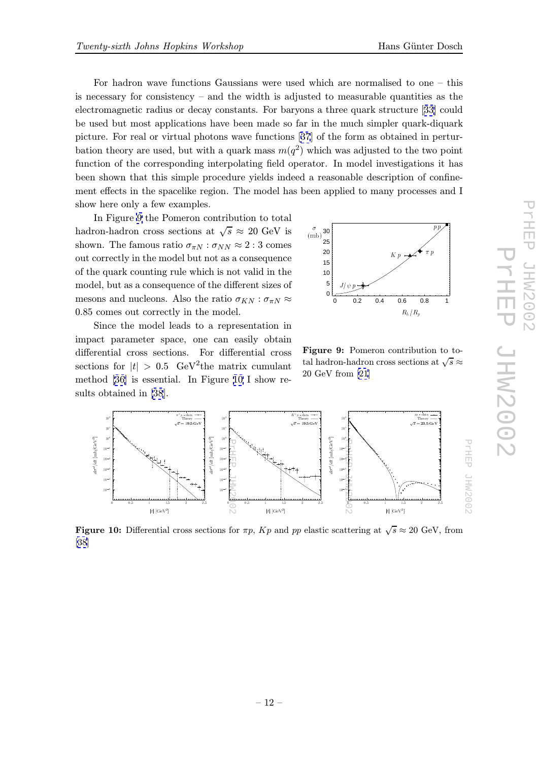For hadron wave functions Gaussians were used which are normalised to one – this is necessary for consistency – and the width is adjusted to measurable quantities as the electromagnetic radius or decay constants. For baryons a three quark structure [33] could be used but most applications have been made so far in the much simpler quark-diquark picture. For real or virtual photons wave functions [37] of the form as obtained in perturbation theory are used, but with a quark mass $m(q^2)$ which was adjusted to the two point function of the corresponding interpolating field operator. In model investigations it has been shown that this simple procedure yields indeed a reasonable description of confinement effects in the spacelike region. The model has been applied to many processes and I show here only a few examples.

In Figure 9 the Pomeron contribution to total hadron-hadron cross sections at $\sqrt{s} \approx 20$ GeV is shown. The famous ratio $\sigma_{\pi N} : \sigma_{NN} \approx 2:3$ comes out correctly in the model but not as a consequence of the quark counting rule which is not valid in the model, but as a consequence of the different sizes of mesons and nucleons. Also the ratio $\sigma_{KN} : \sigma_{\pi N} \approx 0.85$ comes out correctly in the model.

Since the model leads to a representation in impact parameter space, one can easily obtain differential cross sections. For differential cross sections for $|t| > 0.5$ GeV$^2$the matrix cumulant method [36] is essential. In Figure 10 I show results obtained in [38].

**Figure 9:** Pomeron contribution to total hadron-hadron cross sections at $\sqrt{s} \approx 20$ GeV from [21]

**Figure 10:** Differential cross sections for $\pi p$, $Kp$ and $pp$ elastic scattering at $\sqrt{s} \approx 20$ GeV, from [38]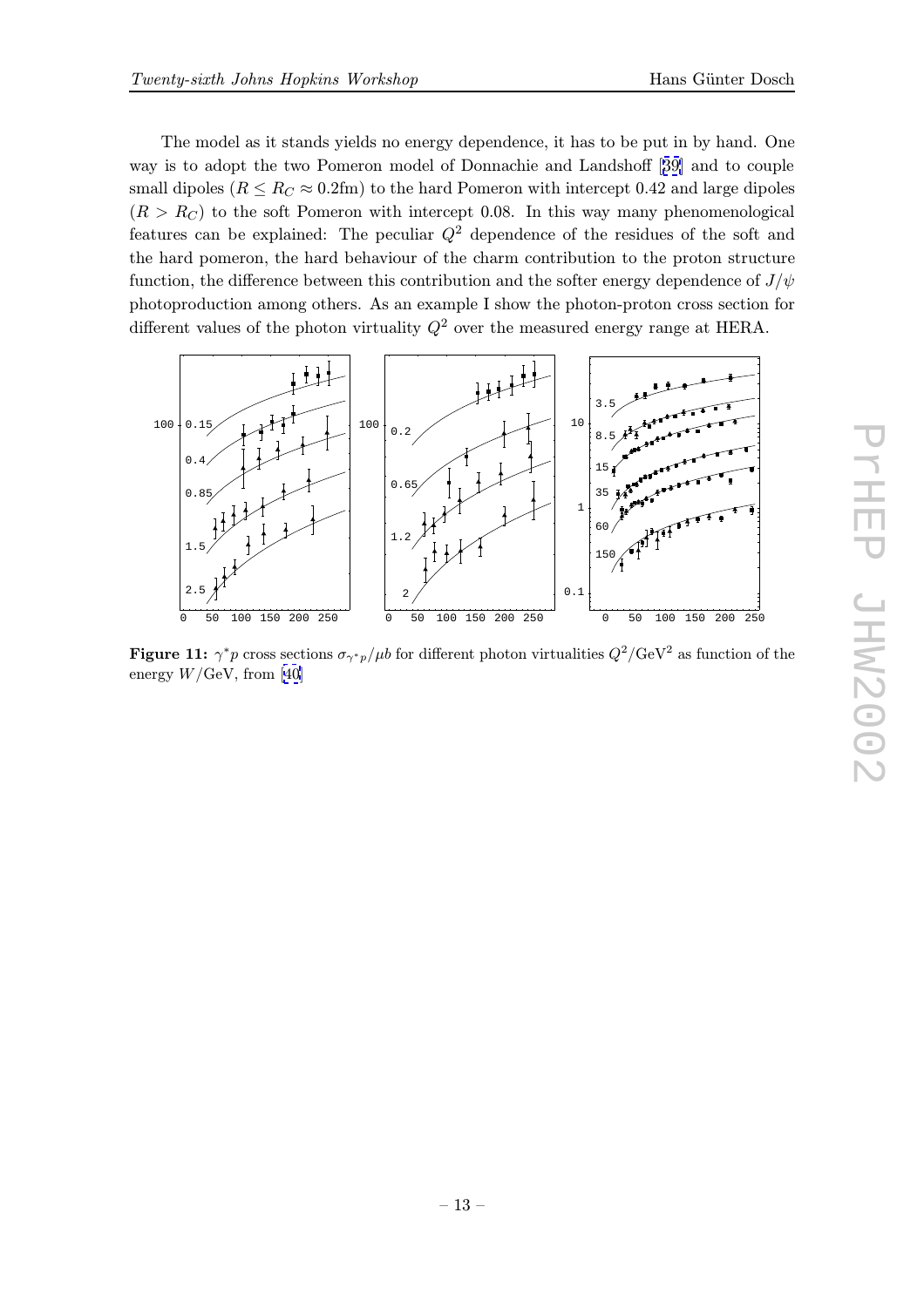The model as it stands yields no energy dependence, it has to be put in by hand. One way is to adopt the two Pomeron model of Donnachie and Landshoff [39] and to couple small dipoles ($R \leq R_C \approx 0.2$fm) to the hard Pomeron with intercept 0.42 and large dipoles ($R > R_C$) to the soft Pomeron with intercept 0.08. In this way many phenomenological features can be explained: The peculiar $Q^2$ dependence of the residues of the soft and the hard pomeron, the hard behaviour of the charm contribution to the proton structure function, the difference between this contribution and the softer energy dependence of $J/\psi$ photoproduction among others. As an example I show the photon-proton cross section for different values of the photon virtuality $Q^2$ over the measured energy range at HERA.

**Figure 11:** $\gamma^* p$ cross sections $\sigma_{\gamma^* p}/\mu b$ for different photon virtualities $Q^2/\mathrm{GeV}^2$ as function of the energy $W/\mathrm{GeV}$, from [40]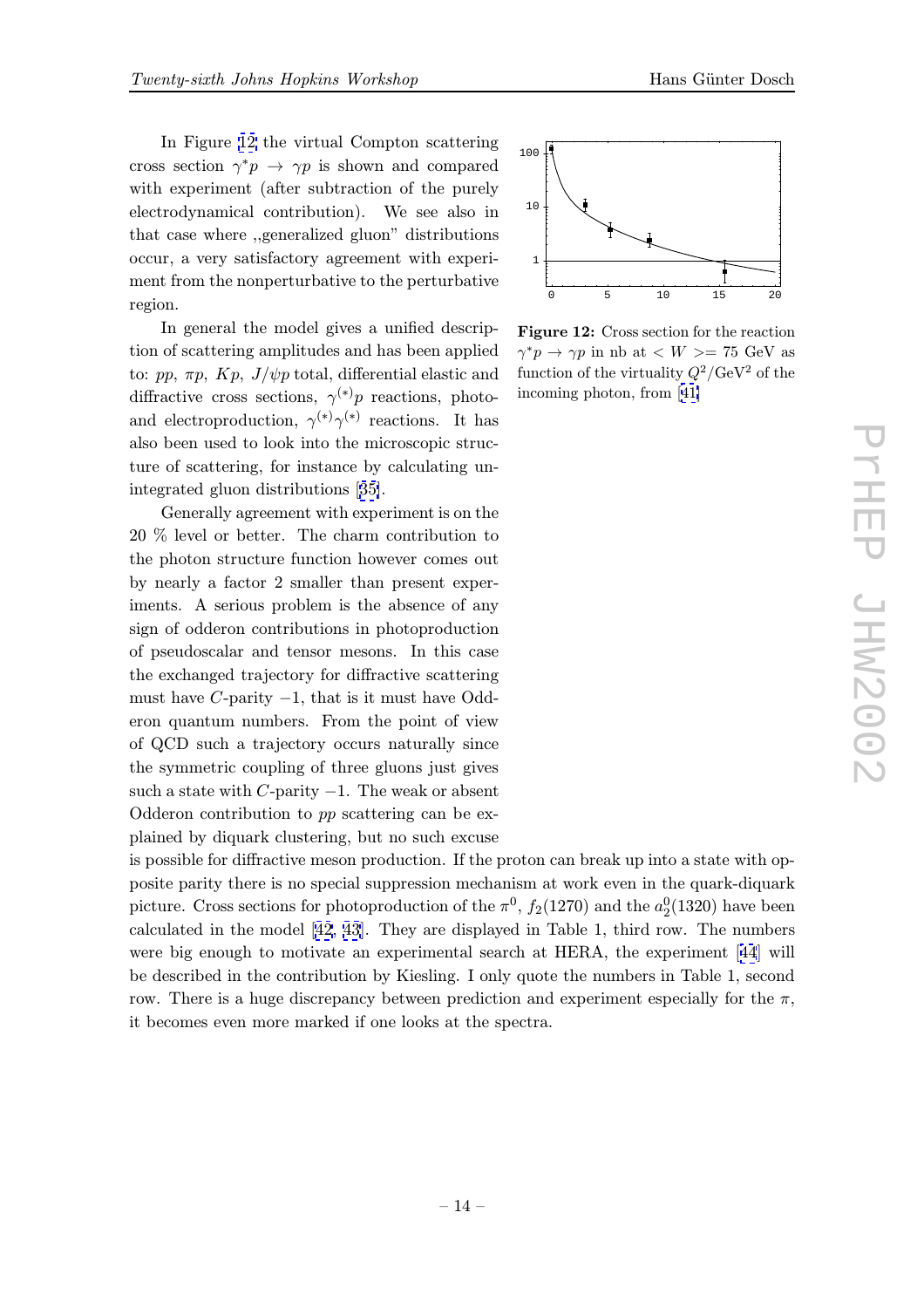In Figure 12 the virtual Compton scattering cross section $\gamma^* p \to \gamma p$ is shown and compared with experiment (after subtraction of the purely electrodynamical contribution). We see also in that case where ,,generalized gluon" distributions occur, a very satisfactory agreement with experiment from the nonperturbative to the perturbative region.

Figure 12: Cross section for the reaction $\gamma^* p \to \gamma p$ in nb at $< W >= 75$ GeV as function of the virtuality $Q^2/\mathrm{GeV}^2$ of the incoming photon, from [41]

In general the model gives a unified description of scattering amplitudes and has been applied to: $pp$, $\pi p$, $Kp$, $J/\psi p$ total, differential elastic and diffractive cross sections, $\gamma^{(*)} p$ reactions, photo- and electroproduction, $\gamma^{(*)}\gamma^{(*)}$ reactions. It has also been used to look into the microscopic structure of scattering, for instance by calculating unintegrated gluon distributions [35].

Generally agreement with experiment is on the 20 % level or better. The charm contribution to the photon structure function however comes out by nearly a factor 2 smaller than present experiments. A serious problem is the absence of any sign of odderon contributions in photoproduction of pseudoscalar and tensor mesons. In this case the exchanged trajectory for diffractive scattering must have $C$-parity $-1$, that is it must have Odderon quantum numbers. From the point of view of QCD such a trajectory occurs naturally since the symmetric coupling of three gluons just gives such a state with $C$-parity $-1$. The weak or absent Odderon contribution to $pp$ scattering can be explained by diquark clustering, but no such excuse is possible for diffractive meson production. If the proton can break up into a state with opposite parity there is no special suppression mechanism at work even in the quark-diquark picture. Cross sections for photoproduction of the $\pi^0$, $f_2(1270)$ and the $a_2^0(1320)$ have been calculated in the model [42, 43]. They are displayed in Table 1, third row. The numbers were big enough to motivate an experimental search at HERA, the experiment [44] will be described in the contribution by Kiesling. I only quote the numbers in Table 1, second row. There is a huge discrepancy between prediction and experiment especially for the $\pi$, it becomes even more marked if one looks at the spectra.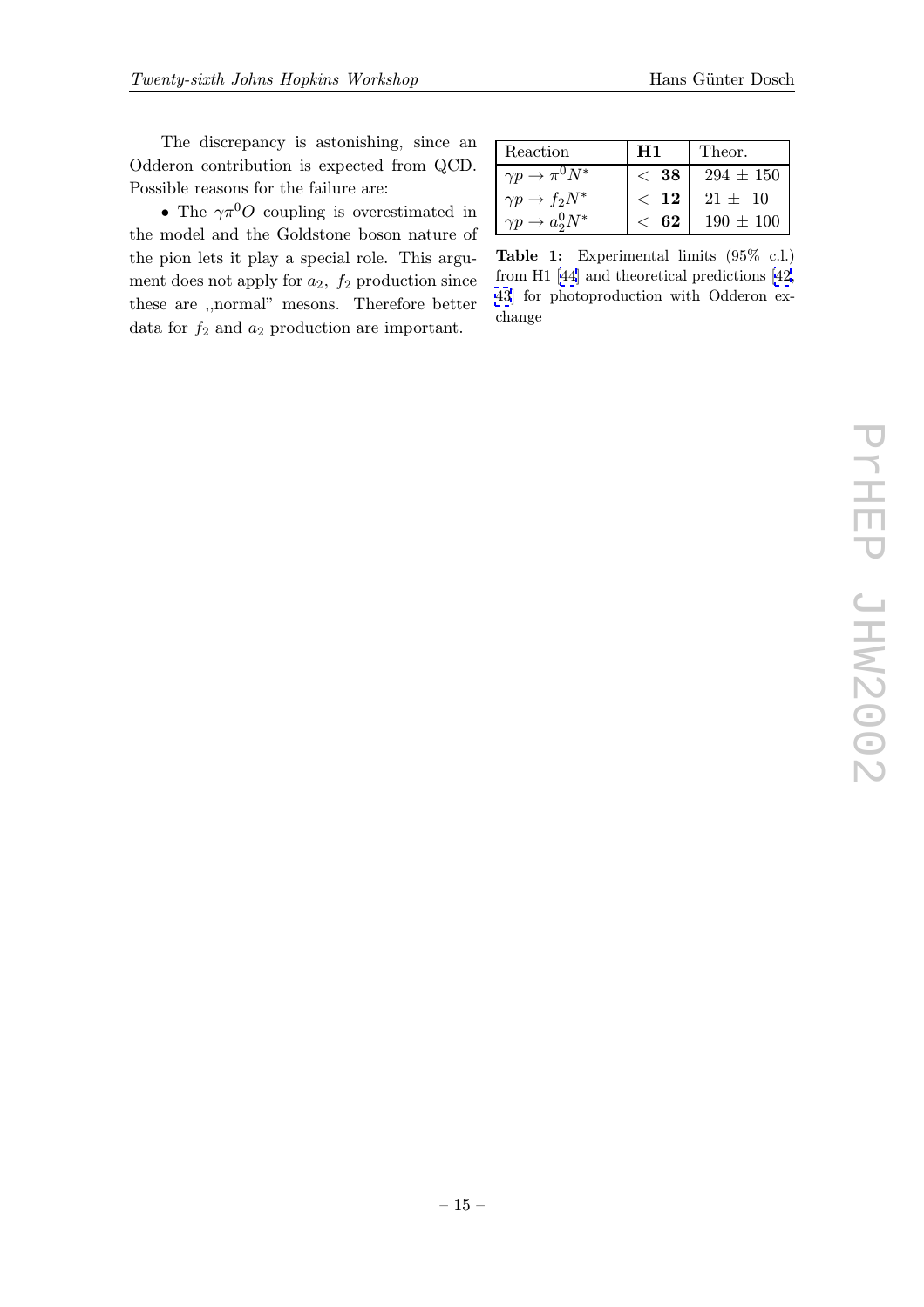The discrepancy is astonishing, since an Odderon contribution is expected from QCD. Possible reasons for the failure are:

- The $\gamma\pi^0 O$ coupling is overestimated in the model and the Goldstone boson nature of the pion lets it play a special role. This argument does not apply for $a_2$, $f_2$ production since these are ,,normal" mesons. Therefore better data for $f_2$ and $a_2$ production are important.

| Reaction | **H1** | Theor. |
|---|---|---|
| $\gamma p \to \pi^0 N^*$ | $<$ **38** | 294 $\pm$ 150 |
| $\gamma p \to f_2 N^*$ | $<$ **12** | 21 $\pm$ 10 |
| $\gamma p \to a_2^0 N^*$ | $<$ **62** | 190 $\pm$ 100 |

**Table 1:** Experimental limits (95% c.l.) from H1 [44] and theoretical predictions [42, 43] for photoproduction with Odderon exchange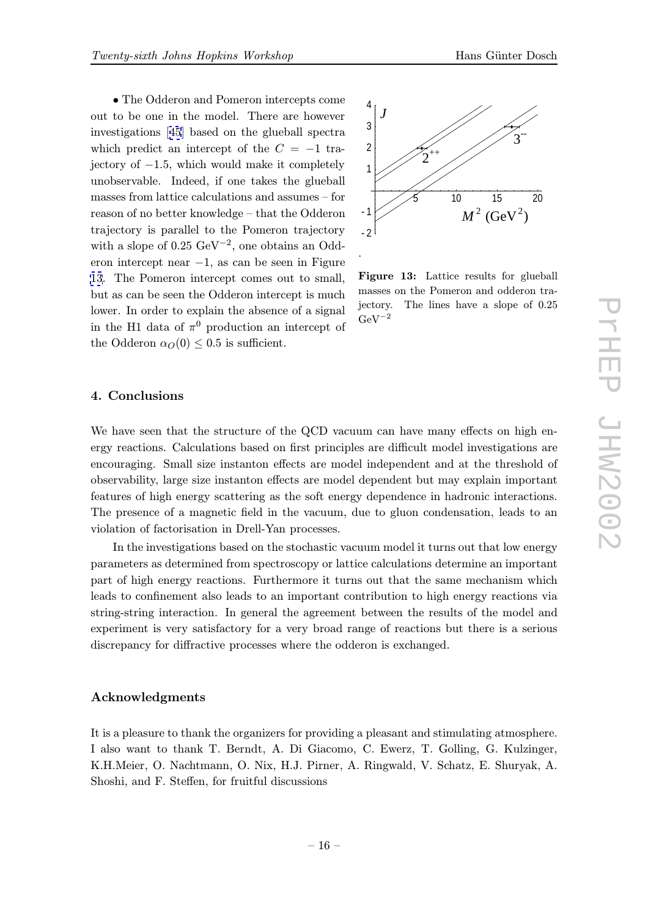• The Odderon and Pomeron intercepts come out to be one in the model. There are however investigations [45] based on the glueball spectra which predict an intercept of the $C = -1$ trajectory of $-1.5$, which would make it completely unobservable. Indeed, if one takes the glueball masses from lattice calculations and assumes – for reason of no better knowledge – that the Odderon trajectory is parallel to the Pomeron trajectory with a slope of 0.25 $\mathrm{GeV}^{-2}$, one obtains an Odderon intercept near $-1$, as can be seen in Figure 13. The Pomeron intercept comes out to small, but as can be seen the Odderon intercept is much lower. In order to explain the absence of a signal in the H1 data of $\pi^0$ production an intercept of the Odderon $\alpha_O(0) \leq 0.5$ is sufficient.

**Figure 13:** Lattice results for glueball masses on the Pomeron and odderon trajectory. The lines have a slope of 0.25 $\mathrm{GeV}^{-2}$

## 4. Conclusions

We have seen that the structure of the QCD vacuum can have many effects on high energy reactions. Calculations based on first principles are difficult model investigations are encouraging. Small size instanton effects are model independent and at the threshold of observability, large size instanton effects are model dependent but may explain important features of high energy scattering as the soft energy dependence in hadronic interactions. The presence of a magnetic field in the vacuum, due to gluon condensation, leads to an violation of factorisation in Drell-Yan processes.

In the investigations based on the stochastic vacuum model it turns out that low energy parameters as determined from spectroscopy or lattice calculations determine an important part of high energy reactions. Furthermore it turns out that the same mechanism which leads to confinement also leads to an important contribution to high energy reactions via string-string interaction. In general the agreement between the results of the model and experiment is very satisfactory for a very broad range of reactions but there is a serious discrepancy for diffractive processes where the odderon is exchanged.

## Acknowledgments

It is a pleasure to thank the organizers for providing a pleasant and stimulating atmosphere. I also want to thank T. Berndt, A. Di Giacomo, C. Ewerz, T. Golling, G. Kulzinger, K.H.Meier, O. Nachtmann, O. Nix, H.J. Pirner, A. Ringwald, V. Schatz, E. Shuryak, A. Shoshi, and F. Steffen, for fruitful discussions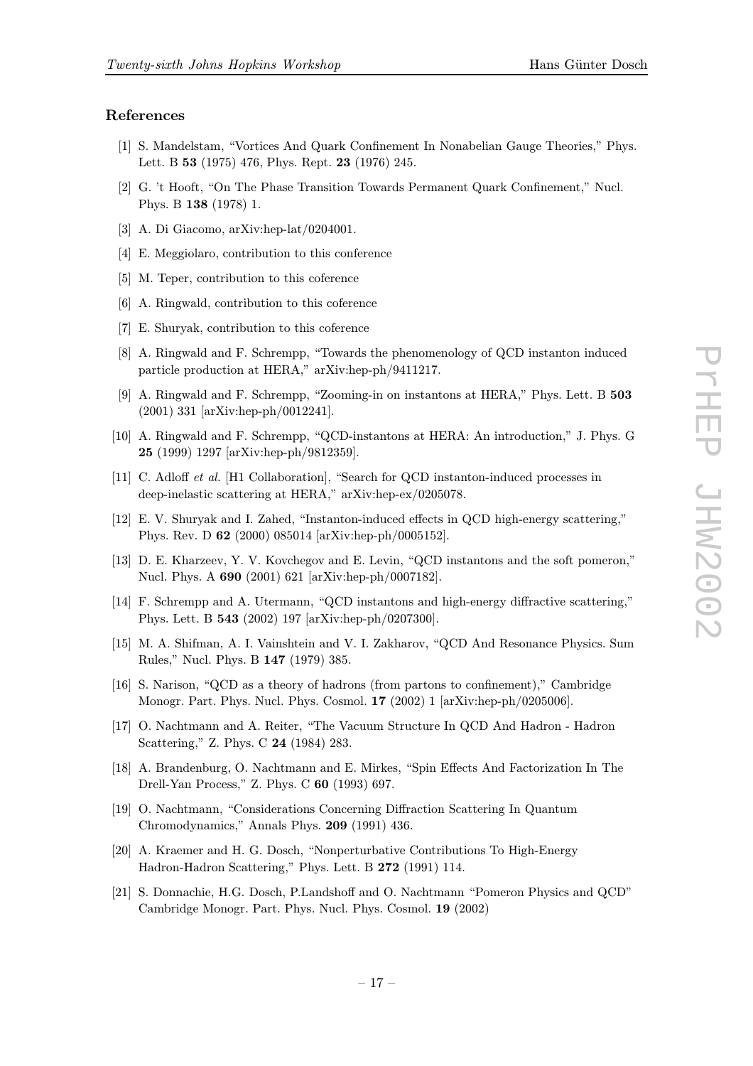## References

[1] S. Mandelstam, "Vortices And Quark Confinement In Nonabelian Gauge Theories," Phys. Lett. B **53** (1975) 476, Phys. Rept. **23** (1976) 245.

[2] G. 't Hooft, "On The Phase Transition Towards Permanent Quark Confinement," Nucl. Phys. B **138** (1978) 1.

[3] A. Di Giacomo, arXiv:hep-lat/0204001.

[4] E. Meggiolaro, contribution to this conference

[5] M. Teper, contribution to this coference

[6] A. Ringwald, contribution to this coference

[7] E. Shuryak, contribution to this coference

[8] A. Ringwald and F. Schrempp, "Towards the phenomenology of QCD instanton induced particle production at HERA," arXiv:hep-ph/9411217.

[9] A. Ringwald and F. Schrempp, "Zooming-in on instantons at HERA," Phys. Lett. B **503** (2001) 331 [arXiv:hep-ph/0012241].

[10] A. Ringwald and F. Schrempp, "QCD-instantons at HERA: An introduction," J. Phys. G **25** (1999) 1297 [arXiv:hep-ph/9812359].

[11] C. Adloff *et al.* [H1 Collaboration], "Search for QCD instanton-induced processes in deep-inelastic scattering at HERA," arXiv:hep-ex/0205078.

[12] E. V. Shuryak and I. Zahed, "Instanton-induced effects in QCD high-energy scattering," Phys. Rev. D **62** (2000) 085014 [arXiv:hep-ph/0005152].

[13] D. E. Kharzeev, Y. V. Kovchegov and E. Levin, "QCD instantons and the soft pomeron," Nucl. Phys. A **690** (2001) 621 [arXiv:hep-ph/0007182].

[14] F. Schrempp and A. Utermann, "QCD instantons and high-energy diffractive scattering," Phys. Lett. B **543** (2002) 197 [arXiv:hep-ph/0207300].

[15] M. A. Shifman, A. I. Vainshtein and V. I. Zakharov, "QCD And Resonance Physics. Sum Rules," Nucl. Phys. B **147** (1979) 385.

[16] S. Narison, "QCD as a theory of hadrons (from partons to confinement)," Cambridge Monogr. Part. Phys. Nucl. Phys. Cosmol. **17** (2002) 1 [arXiv:hep-ph/0205006].

[17] O. Nachtmann and A. Reiter, "The Vacuum Structure In QCD And Hadron - Hadron Scattering," Z. Phys. C **24** (1984) 283.

[18] A. Brandenburg, O. Nachtmann and E. Mirkes, "Spin Effects And Factorization In The Drell-Yan Process," Z. Phys. C **60** (1993) 697.

[19] O. Nachtmann, "Considerations Concerning Diffraction Scattering In Quantum Chromodynamics," Annals Phys. **209** (1991) 436.

[20] A. Kraemer and H. G. Dosch, "Nonperturbative Contributions To High-Energy Hadron-Hadron Scattering," Phys. Lett. B **272** (1991) 114.

[21] S. Donnachie, H.G. Dosch, P.Landshoff and O. Nachtmann "Pomeron Physics and QCD" Cambridge Monogr. Part. Phys. Nucl. Phys. Cosmol. **19** (2002)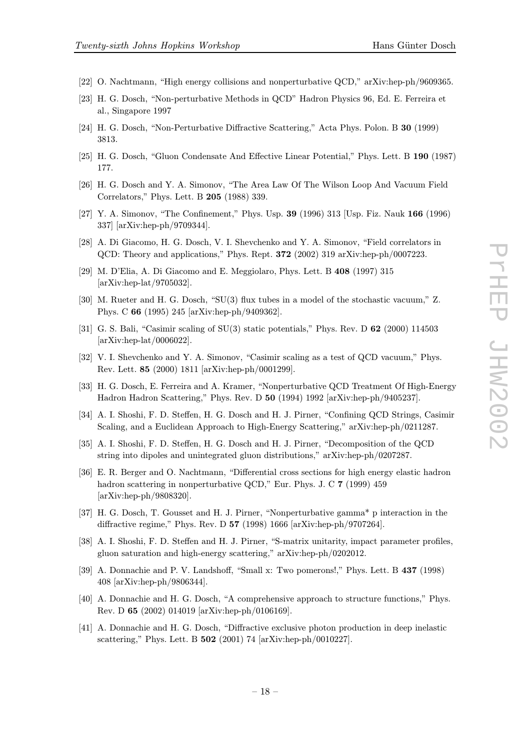[22] O. Nachtmann, “High energy collisions and nonperturbative QCD,” arXiv:hep-ph/9609365.

[23] H. G. Dosch, “Non-perturbative Methods in QCD” Hadron Physics 96, Ed. E. Ferreira et al., Singapore 1997

[24] H. G. Dosch, “Non-Perturbative Diffractive Scattering,” Acta Phys. Polon. B **30** (1999) 3813.

[25] H. G. Dosch, “Gluon Condensate And Effective Linear Potential,” Phys. Lett. B **190** (1987) 177.

[26] H. G. Dosch and Y. A. Simonov, “The Area Law Of The Wilson Loop And Vacuum Field Correlators,” Phys. Lett. B **205** (1988) 339.

[27] Y. A. Simonov, “The Confinement,” Phys. Usp. **39** (1996) 313 [Usp. Fiz. Nauk **166** (1996) 337] [arXiv:hep-ph/9709344].

[28] A. Di Giacomo, H. G. Dosch, V. I. Shevchenko and Y. A. Simonov, “Field correlators in QCD: Theory and applications,” Phys. Rept. **372** (2002) 319 arXiv:hep-ph/0007223.

[29] M. D’Elia, A. Di Giacomo and E. Meggiolaro, Phys. Lett. B **408** (1997) 315 [arXiv:hep-lat/9705032].

[30] M. Rueter and H. G. Dosch, “SU(3) flux tubes in a model of the stochastic vacuum,” Z. Phys. C **66** (1995) 245 [arXiv:hep-ph/9409362].

[31] G. S. Bali, “Casimir scaling of SU(3) static potentials,” Phys. Rev. D **62** (2000) 114503 [arXiv:hep-lat/0006022].

[32] V. I. Shevchenko and Y. A. Simonov, “Casimir scaling as a test of QCD vacuum,” Phys. Rev. Lett. **85** (2000) 1811 [arXiv:hep-ph/0001299].

[33] H. G. Dosch, E. Ferreira and A. Kramer, “Nonperturbative QCD Treatment Of High-Energy Hadron Hadron Scattering,” Phys. Rev. D **50** (1994) 1992 [arXiv:hep-ph/9405237].

[34] A. I. Shoshi, F. D. Steffen, H. G. Dosch and H. J. Pirner, “Confining QCD Strings, Casimir Scaling, and a Euclidean Approach to High-Energy Scattering,” arXiv:hep-ph/0211287.

[35] A. I. Shoshi, F. D. Steffen, H. G. Dosch and H. J. Pirner, “Decomposition of the QCD string into dipoles and unintegrated gluon distributions,” arXiv:hep-ph/0207287.

[36] E. R. Berger and O. Nachtmann, “Differential cross sections for high energy elastic hadron hadron scattering in nonperturbative QCD,” Eur. Phys. J. C **7** (1999) 459 [arXiv:hep-ph/9808320].

[37] H. G. Dosch, T. Gousset and H. J. Pirner, “Nonperturbative gamma* p interaction in the diffractive regime,” Phys. Rev. D **57** (1998) 1666 [arXiv:hep-ph/9707264].

[38] A. I. Shoshi, F. D. Steffen and H. J. Pirner, “S-matrix unitarity, impact parameter profiles, gluon saturation and high-energy scattering,” arXiv:hep-ph/0202012.

[39] A. Donnachie and P. V. Landshoff, “Small x: Two pomerons!,” Phys. Lett. B **437** (1998) 408 [arXiv:hep-ph/9806344].

[40] A. Donnachie and H. G. Dosch, “A comprehensive approach to structure functions,” Phys. Rev. D **65** (2002) 014019 [arXiv:hep-ph/0106169].

[41] A. Donnachie and H. G. Dosch, “Diffractive exclusive photon production in deep inelastic scattering,” Phys. Lett. B **502** (2001) 74 [arXiv:hep-ph/0010227].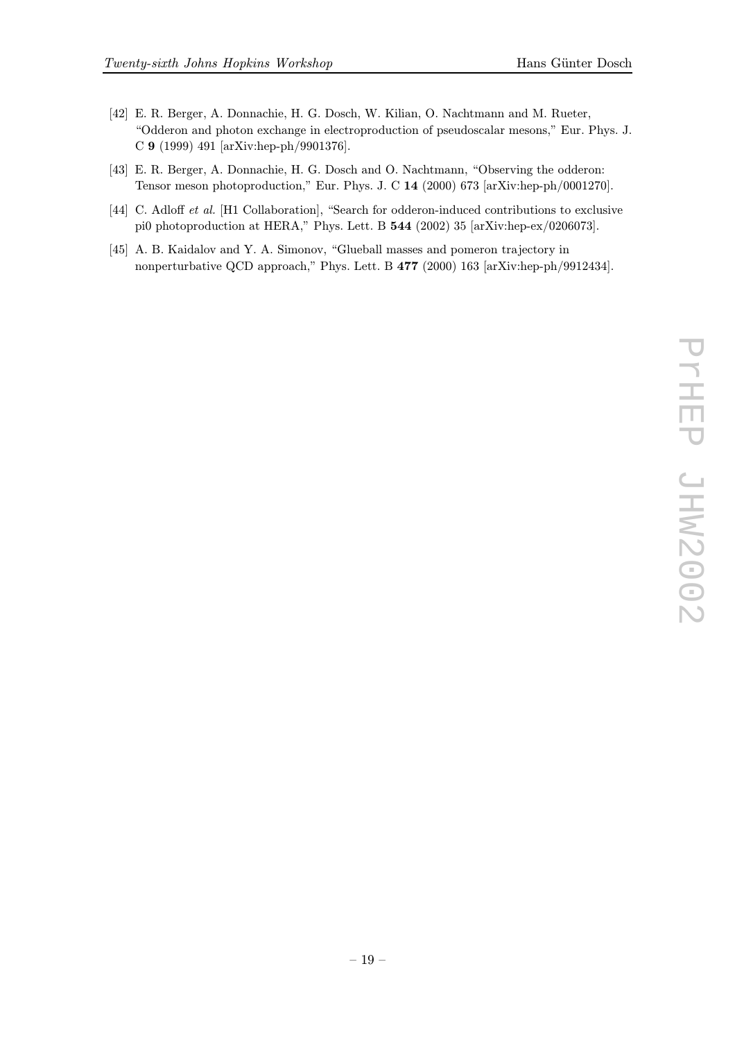[42] E. R. Berger, A. Donnachie, H. G. Dosch, W. Kilian, O. Nachtmann and M. Rueter, "Odderon and photon exchange in electroproduction of pseudoscalar mesons," Eur. Phys. J. C **9** (1999) 491 [arXiv:hep-ph/9901376].

[43] E. R. Berger, A. Donnachie, H. G. Dosch and O. Nachtmann, "Observing the odderon: Tensor meson photoproduction," Eur. Phys. J. C **14** (2000) 673 [arXiv:hep-ph/0001270].

[44] C. Adloff *et al.* [H1 Collaboration], "Search for odderon-induced contributions to exclusive pi0 photoproduction at HERA," Phys. Lett. B **544** (2002) 35 [arXiv:hep-ex/0206073].

[45] A. B. Kaidalov and Y. A. Simonov, "Glueball masses and pomeron trajectory in nonperturbative QCD approach," Phys. Lett. B **477** (2000) 163 [arXiv:hep-ph/9912434].